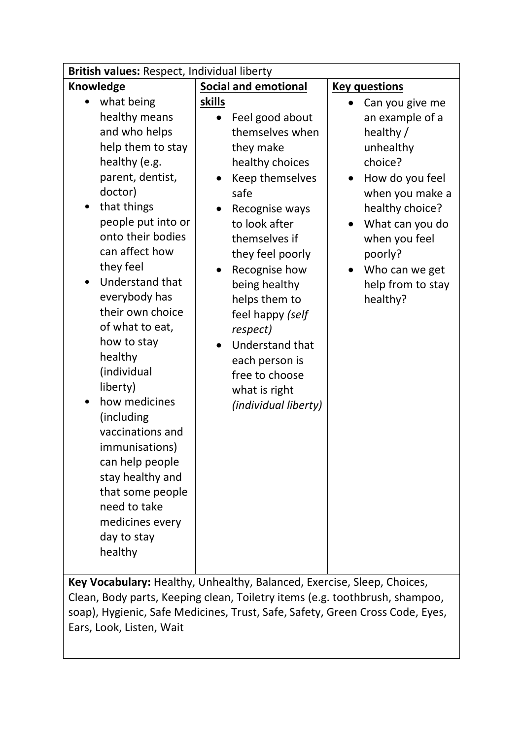| **British values:** Respect, Individual liberty | | |
|---|---|---|
| **Knowledge** | **Social and emotional skills** | **Key questions** |
| • what being healthy means and who helps help them to stay healthy (e.g. parent, dentist, doctor)<br>• that things people put into or onto their bodies can affect how they feel<br>• Understand that everybody has their own choice of what to eat, how to stay healthy (individual liberty)<br>• how medicines (including vaccinations and immunisations) can help people stay healthy and that some people need to take medicines every day to stay healthy | • Feel good about themselves when they make healthy choices<br>• Keep themselves safe<br>• Recognise ways to look after themselves if they feel poorly<br>• Recognise how being healthy helps them to feel happy *(self respect)*<br>• Understand that each person is free to choose what is right *(individual liberty)* | • Can you give me an example of a healthy / unhealthy choice?<br>• How do you feel when you make a healthy choice?<br>• What can you do when you feel poorly?<br>• Who can we get help from to stay healthy? |
| **Key Vocabulary:** Healthy, Unhealthy, Balanced, Exercise, Sleep, Choices, Clean, Body parts, Keeping clean, Toiletry items (e.g. toothbrush, shampoo, soap), Hygienic, Safe Medicines, Trust, Safe, Safety, Green Cross Code, Eyes, Ears, Look, Listen, Wait | | |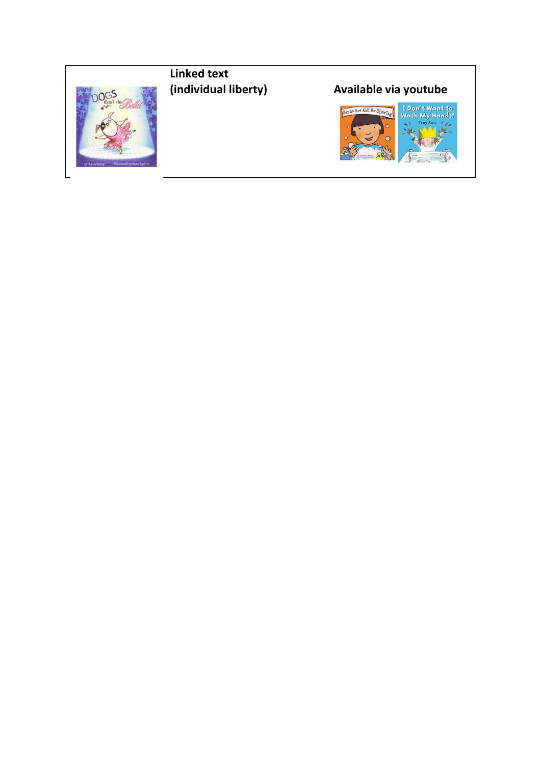**Linked text**
**(individual liberty)**

**Available via youtube**